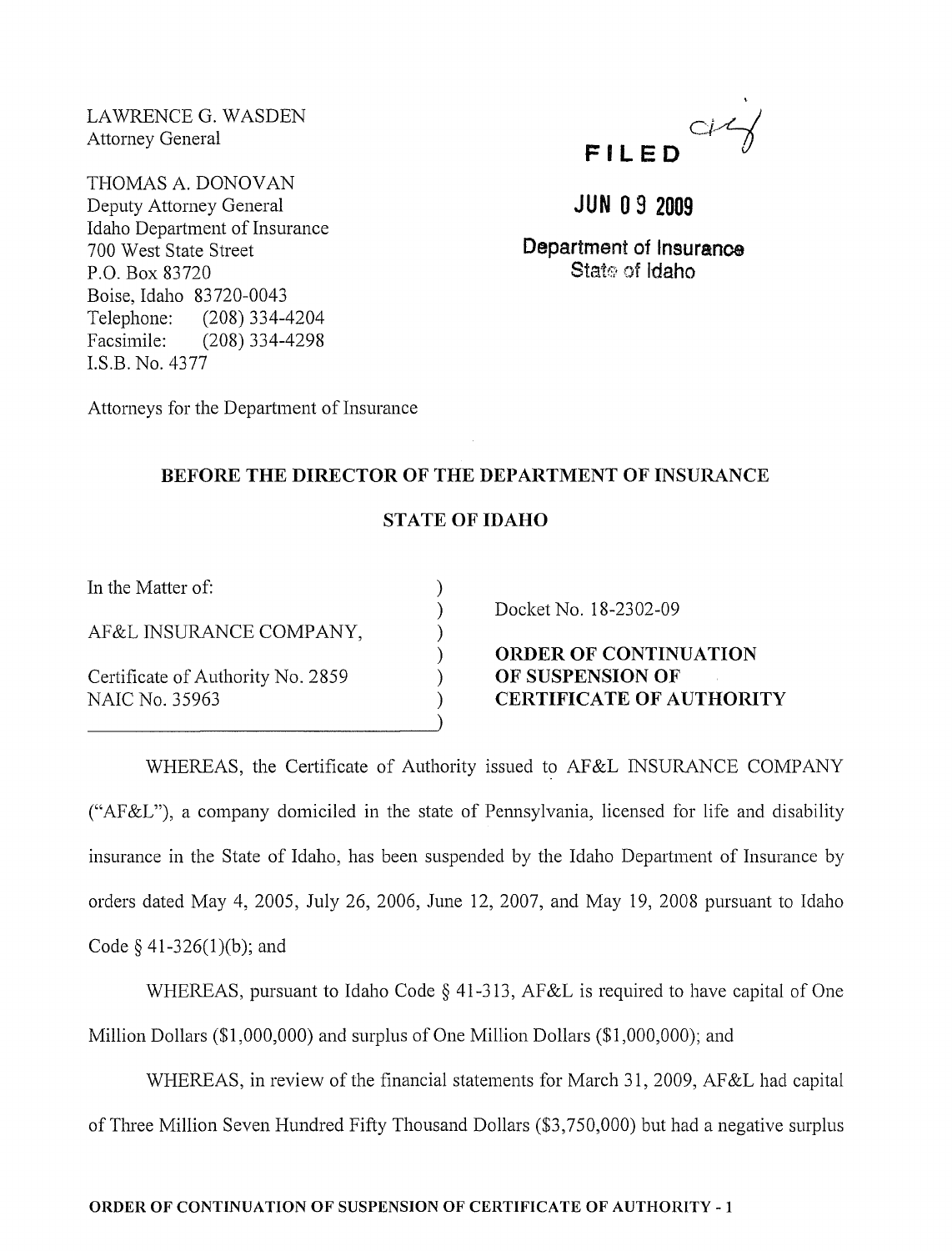LAWRENCE G. WASDEN
Attorney General

THOMAS A. DONOVAN
Deputy Attorney General
Idaho Department of Insurance
700 West State Street
P.O. Box 83720
Boise, Idaho 83720-0043
Telephone: (208) 334-4204
Facsimile: (208) 334-4298
I.S.B. No. 4377

Attorneys for the Department of Insurance

**FILED**

**JUN 09 2009**

**Department of Insurance**
**State of Idaho**

## BEFORE THE DIRECTOR OF THE DEPARTMENT OF INSURANCE

## STATE OF IDAHO

In the Matter of:

AF&L INSURANCE COMPANY,

Certificate of Authority No. 2859
NAIC No. 35963

Docket No. 18-2302-09

**ORDER OF CONTINUATION OF SUSPENSION OF CERTIFICATE OF AUTHORITY**

WHEREAS, the Certificate of Authority issued to AF&L INSURANCE COMPANY ("AF&L"), a company domiciled in the state of Pennsylvania, licensed for life and disability insurance in the State of Idaho, has been suspended by the Idaho Department of Insurance by orders dated May 4, 2005, July 26, 2006, June 12, 2007, and May 19, 2008 pursuant to Idaho Code § 41-326(1)(b); and

WHEREAS, pursuant to Idaho Code § 41-313, AF&L is required to have capital of One Million Dollars ($1,000,000) and surplus of One Million Dollars ($1,000,000); and

WHEREAS, in review of the financial statements for March 31, 2009, AF&L had capital of Three Million Seven Hundred Fifty Thousand Dollars ($3,750,000) but had a negative surplus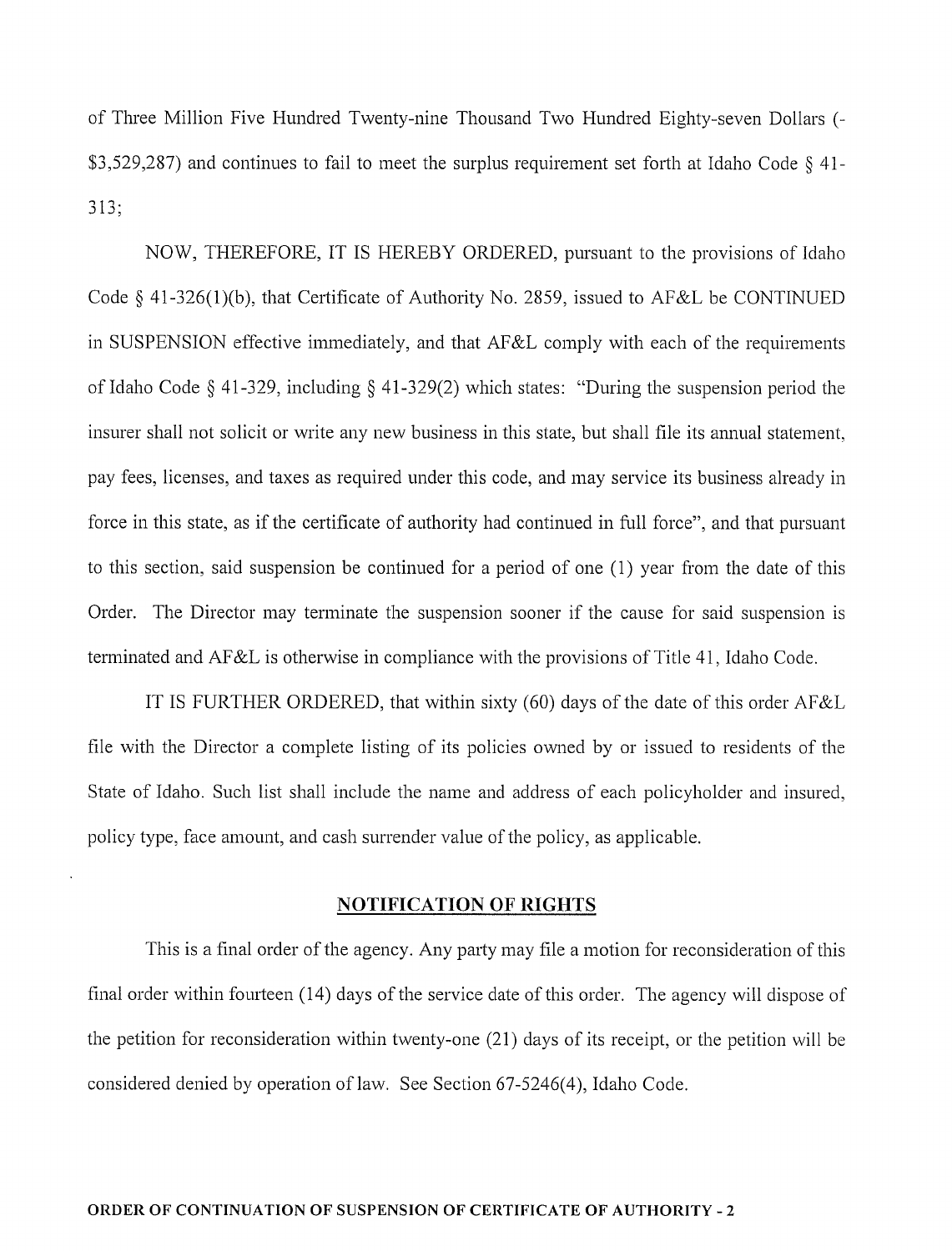of Three Million Five Hundred Twenty-nine Thousand Two Hundred Eighty-seven Dollars (-$3,529,287) and continues to fail to meet the surplus requirement set forth at Idaho Code § 41-313;

NOW, THEREFORE, IT IS HEREBY ORDERED, pursuant to the provisions of Idaho Code § 41-326(1)(b), that Certificate of Authority No. 2859, issued to AF&L be CONTINUED in SUSPENSION effective immediately, and that AF&L comply with each of the requirements of Idaho Code § 41-329, including § 41-329(2) which states: "During the suspension period the insurer shall not solicit or write any new business in this state, but shall file its annual statement, pay fees, licenses, and taxes as required under this code, and may service its business already in force in this state, as if the certificate of authority had continued in full force", and that pursuant to this section, said suspension be continued for a period of one (1) year from the date of this Order. The Director may terminate the suspension sooner if the cause for said suspension is terminated and AF&L is otherwise in compliance with the provisions of Title 41, Idaho Code.

IT IS FURTHER ORDERED, that within sixty (60) days of the date of this order AF&L file with the Director a complete listing of its policies owned by or issued to residents of the State of Idaho. Such list shall include the name and address of each policyholder and insured, policy type, face amount, and cash surrender value of the policy, as applicable.

## NOTIFICATION OF RIGHTS

This is a final order of the agency. Any party may file a motion for reconsideration of this final order within fourteen (14) days of the service date of this order. The agency will dispose of the petition for reconsideration within twenty-one (21) days of its receipt, or the petition will be considered denied by operation of law. See Section 67-5246(4), Idaho Code.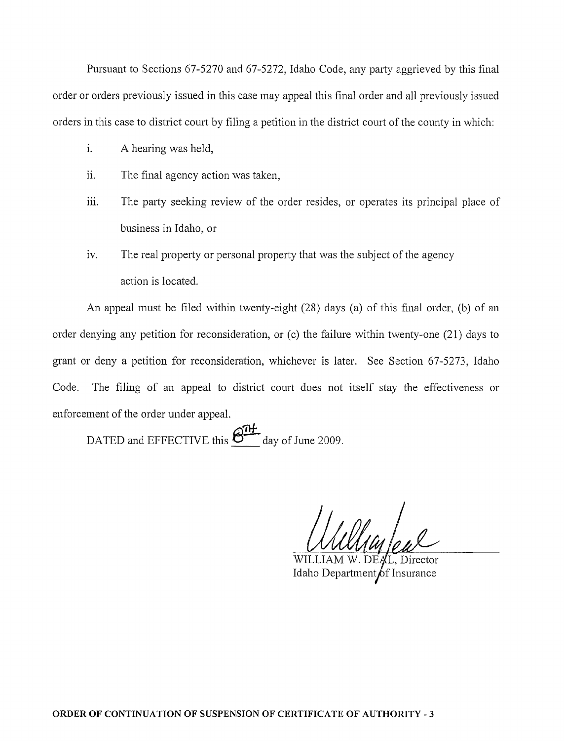Pursuant to Sections 67-5270 and 67-5272, Idaho Code, any party aggrieved by this final order or orders previously issued in this case may appeal this final order and all previously issued orders in this case to district court by filing a petition in the district court of the county in which:

i. A hearing was held,

ii. The final agency action was taken,

iii. The party seeking review of the order resides, or operates its principal place of business in Idaho, or

iv. The real property or personal property that was the subject of the agency action is located.

An appeal must be filed within twenty-eight (28) days (a) of this final order, (b) of an order denying any petition for reconsideration, or (c) the failure within twenty-one (21) days to grant or deny a petition for reconsideration, whichever is later. See Section 67-5273, Idaho Code. The filing of an appeal to district court does not itself stay the effectiveness or enforcement of the order under appeal.

DATED and EFFECTIVE this 8TH day of June 2009.

WILLIAM W. DEAL, Director
Idaho Department of Insurance

**ORDER OF CONTINUATION OF SUSPENSION OF CERTIFICATE OF AUTHORITY - 3**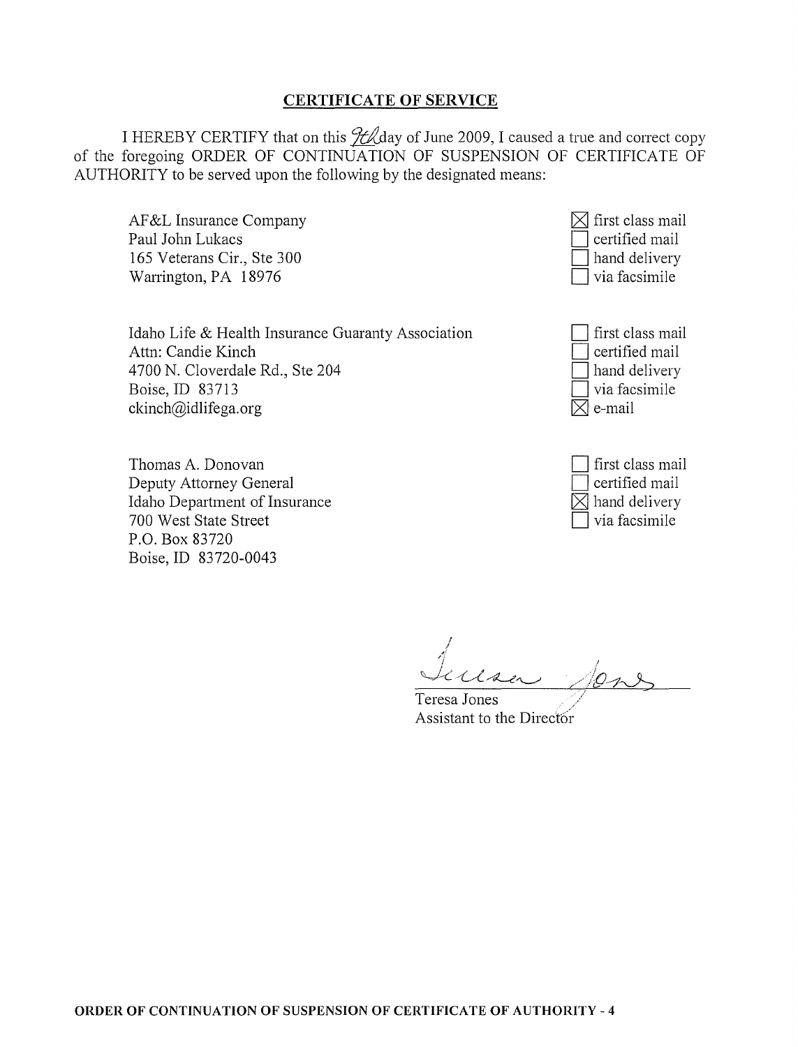## CERTIFICATE OF SERVICE

I HEREBY CERTIFY that on this 9th day of June 2009, I caused a true and correct copy of the foregoing ORDER OF CONTINUATION OF SUSPENSION OF CERTIFICATE OF AUTHORITY to be served upon the following by the designated means:

| | |
|---|---|
| AF&L Insurance Company<br>Paul John Lukacs<br>165 Veterans Cir., Ste 300<br>Warrington, PA 18976 | ☒ first class mail<br>☐ certified mail<br>☐ hand delivery<br>☐ via facsimile |
| Idaho Life & Health Insurance Guaranty Association<br>Attn: Candie Kinch<br>4700 N. Cloverdale Rd., Ste 204<br>Boise, ID 83713<br>ckinch@idlifega.org | ☐ first class mail<br>☐ certified mail<br>☐ hand delivery<br>☐ via facsimile<br>☒ e-mail |
| Thomas A. Donovan<br>Deputy Attorney General<br>Idaho Department of Insurance<br>700 West State Street<br>P.O. Box 83720<br>Boise, ID 83720-0043 | ☐ first class mail<br>☐ certified mail<br>☒ hand delivery<br>☐ via facsimile |

Teresa Jones
Assistant to the Director

**ORDER OF CONTINUATION OF SUSPENSION OF CERTIFICATE OF AUTHORITY - 4**